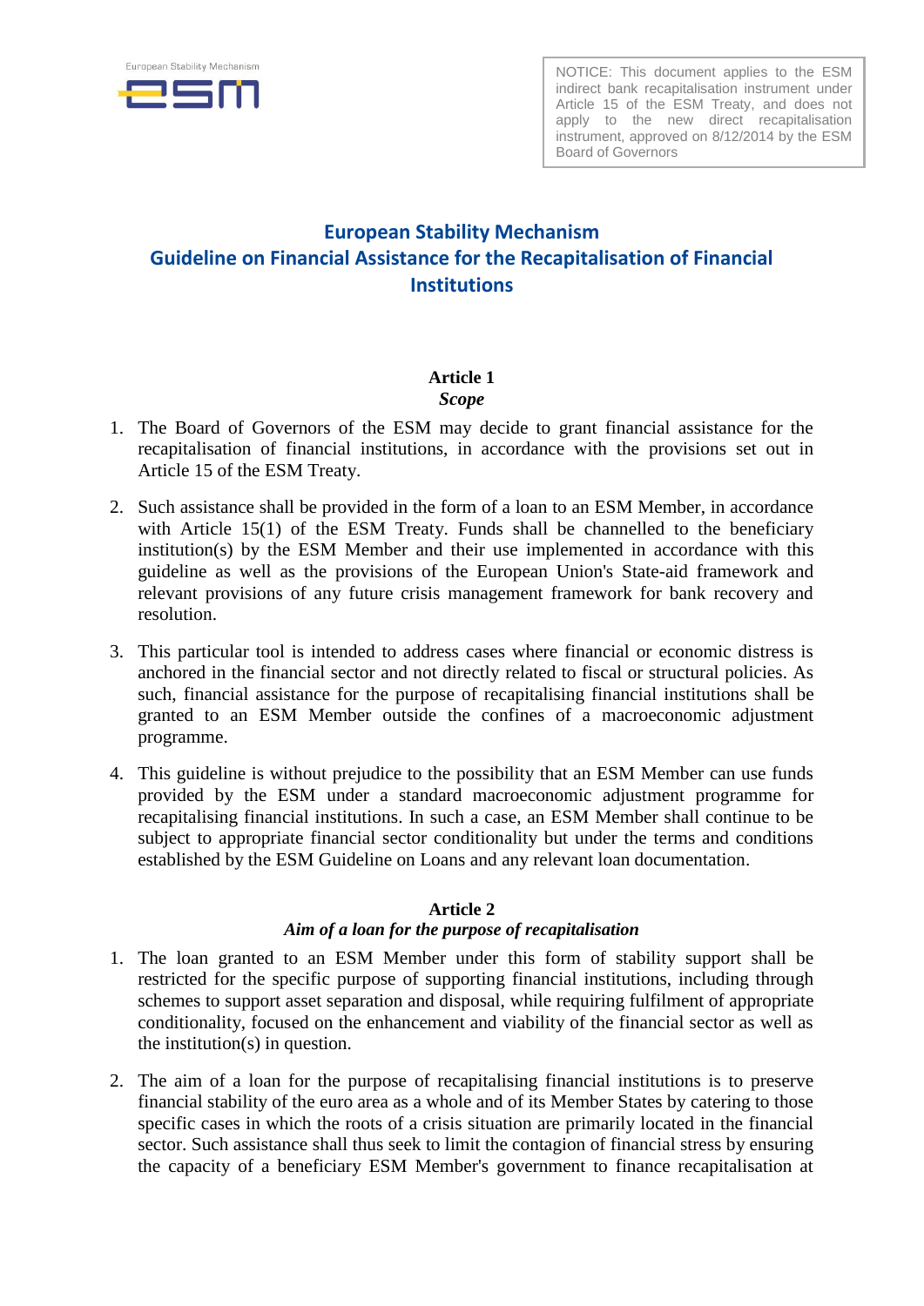NOTICE: This document applies to the ESM indirect bank recapitalisation instrument under Article 15 of the ESM Treaty, and does not apply to the new direct recapitalisation instrument, approved on 8/12/2014 by the ESM Board of Governors

# European Stability Mechanism
# Guideline on Financial Assistance for the Recapitalisation of Financial Institutions

## Article 1
### *Scope*

1. The Board of Governors of the ESM may decide to grant financial assistance for the recapitalisation of financial institutions, in accordance with the provisions set out in Article 15 of the ESM Treaty.

2. Such assistance shall be provided in the form of a loan to an ESM Member, in accordance with Article 15(1) of the ESM Treaty. Funds shall be channelled to the beneficiary institution(s) by the ESM Member and their use implemented in accordance with this guideline as well as the provisions of the European Union's State-aid framework and relevant provisions of any future crisis management framework for bank recovery and resolution.

3. This particular tool is intended to address cases where financial or economic distress is anchored in the financial sector and not directly related to fiscal or structural policies. As such, financial assistance for the purpose of recapitalising financial institutions shall be granted to an ESM Member outside the confines of a macroeconomic adjustment programme.

4. This guideline is without prejudice to the possibility that an ESM Member can use funds provided by the ESM under a standard macroeconomic adjustment programme for recapitalising financial institutions. In such a case, an ESM Member shall continue to be subject to appropriate financial sector conditionality but under the terms and conditions established by the ESM Guideline on Loans and any relevant loan documentation.

## Article 2
### *Aim of a loan for the purpose of recapitalisation*

1. The loan granted to an ESM Member under this form of stability support shall be restricted for the specific purpose of supporting financial institutions, including through schemes to support asset separation and disposal, while requiring fulfilment of appropriate conditionality, focused on the enhancement and viability of the financial sector as well as the institution(s) in question.

2. The aim of a loan for the purpose of recapitalising financial institutions is to preserve financial stability of the euro area as a whole and of its Member States by catering to those specific cases in which the roots of a crisis situation are primarily located in the financial sector. Such assistance shall thus seek to limit the contagion of financial stress by ensuring the capacity of a beneficiary ESM Member's government to finance recapitalisation at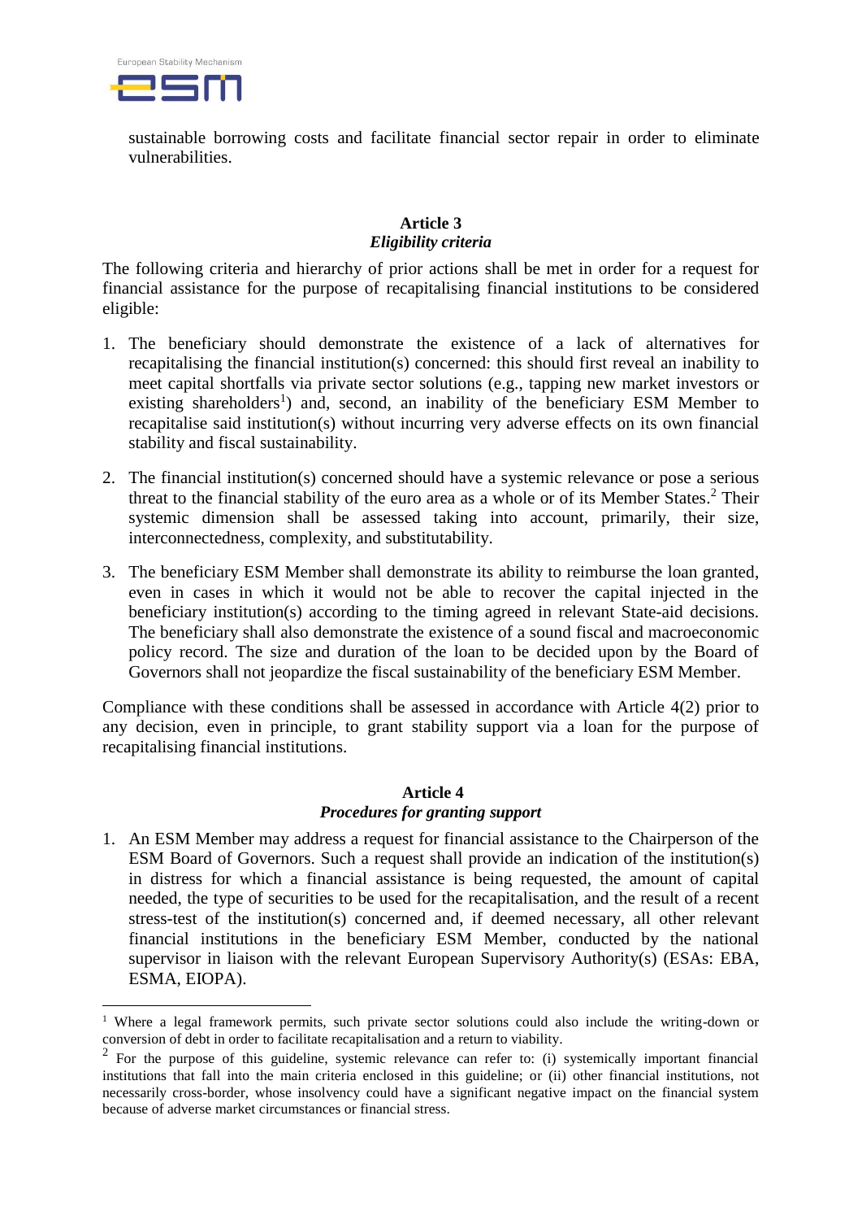sustainable borrowing costs and facilitate financial sector repair in order to eliminate vulnerabilities.

### Article 3
### *Eligibility criteria*

The following criteria and hierarchy of prior actions shall be met in order for a request for financial assistance for the purpose of recapitalising financial institutions to be considered eligible:

1. The beneficiary should demonstrate the existence of a lack of alternatives for recapitalising the financial institution(s) concerned: this should first reveal an inability to meet capital shortfalls via private sector solutions (e.g., tapping new market investors or existing shareholders[1]) and, second, an inability of the beneficiary ESM Member to recapitalise said institution(s) without incurring very adverse effects on its own financial stability and fiscal sustainability.

2. The financial institution(s) concerned should have a systemic relevance or pose a serious threat to the financial stability of the euro area as a whole or of its Member States.[2] Their systemic dimension shall be assessed taking into account, primarily, their size, interconnectedness, complexity, and substitutability.

3. The beneficiary ESM Member shall demonstrate its ability to reimburse the loan granted, even in cases in which it would not be able to recover the capital injected in the beneficiary institution(s) according to the timing agreed in relevant State-aid decisions. The beneficiary shall also demonstrate the existence of a sound fiscal and macroeconomic policy record. The size and duration of the loan to be decided upon by the Board of Governors shall not jeopardize the fiscal sustainability of the beneficiary ESM Member.

Compliance with these conditions shall be assessed in accordance with Article 4(2) prior to any decision, even in principle, to grant stability support via a loan for the purpose of recapitalising financial institutions.

### Article 4
### *Procedures for granting support*

1. An ESM Member may address a request for financial assistance to the Chairperson of the ESM Board of Governors. Such a request shall provide an indication of the institution(s) in distress for which a financial assistance is being requested, the amount of capital needed, the type of securities to be used for the recapitalisation, and the result of a recent stress-test of the institution(s) concerned and, if deemed necessary, all other relevant financial institutions in the beneficiary ESM Member, conducted by the national supervisor in liaison with the relevant European Supervisory Authority(s) (ESAs: EBA, ESMA, EIOPA).

---

[1] Where a legal framework permits, such private sector solutions could also include the writing-down or conversion of debt in order to facilitate recapitalisation and a return to viability.

[2] For the purpose of this guideline, systemic relevance can refer to: (i) systemically important financial institutions that fall into the main criteria enclosed in this guideline; or (ii) other financial institutions, not necessarily cross-border, whose insolvency could have a significant negative impact on the financial system because of adverse market circumstances or financial stress.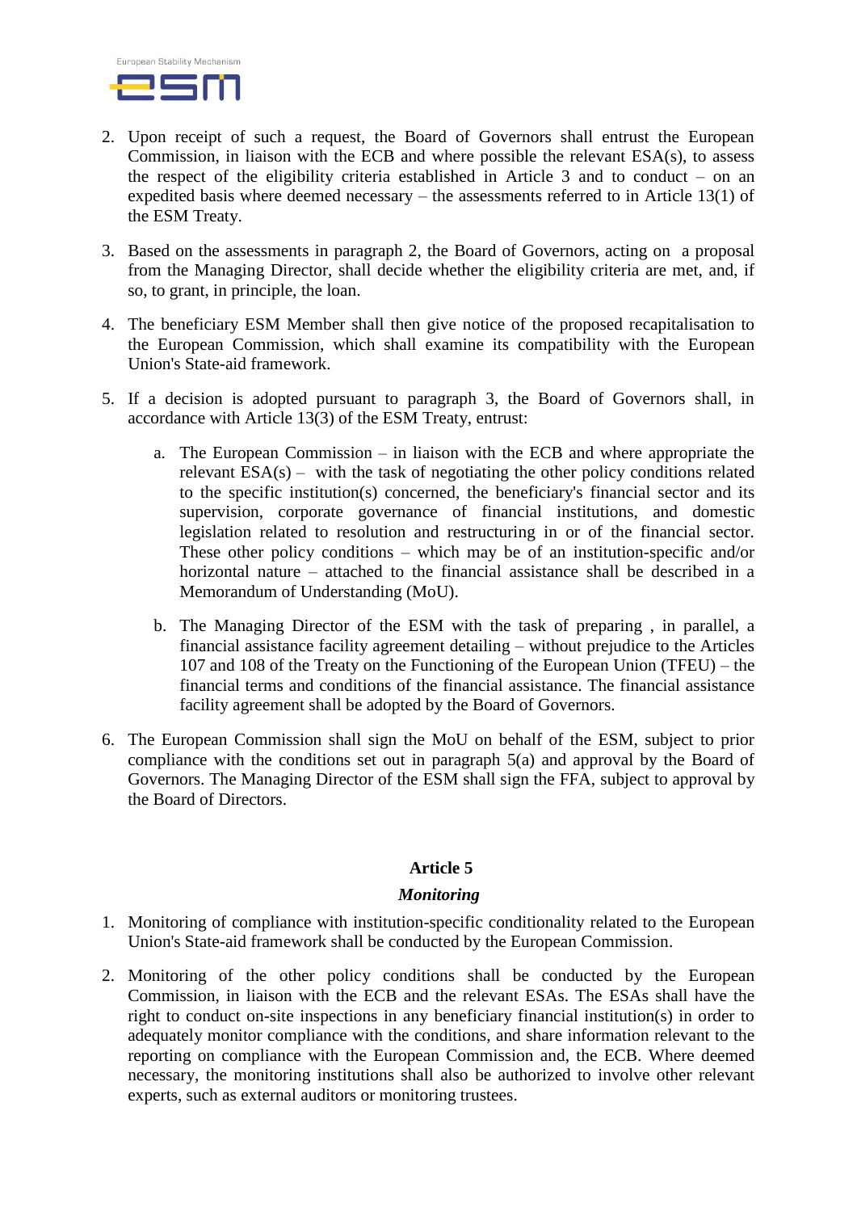2. Upon receipt of such a request, the Board of Governors shall entrust the European Commission, in liaison with the ECB and where possible the relevant ESA(s), to assess the respect of the eligibility criteria established in Article 3 and to conduct – on an expedited basis where deemed necessary – the assessments referred to in Article 13(1) of the ESM Treaty.

3. Based on the assessments in paragraph 2, the Board of Governors, acting on a proposal from the Managing Director, shall decide whether the eligibility criteria are met, and, if so, to grant, in principle, the loan.

4. The beneficiary ESM Member shall then give notice of the proposed recapitalisation to the European Commission, which shall examine its compatibility with the European Union's State-aid framework.

5. If a decision is adopted pursuant to paragraph 3, the Board of Governors shall, in accordance with Article 13(3) of the ESM Treaty, entrust:

   a. The European Commission – in liaison with the ECB and where appropriate the relevant ESA(s) – with the task of negotiating the other policy conditions related to the specific institution(s) concerned, the beneficiary's financial sector and its supervision, corporate governance of financial institutions, and domestic legislation related to resolution and restructuring in or of the financial sector. These other policy conditions – which may be of an institution-specific and/or horizontal nature – attached to the financial assistance shall be described in a Memorandum of Understanding (MoU).

   b. The Managing Director of the ESM with the task of preparing , in parallel, a financial assistance facility agreement detailing – without prejudice to the Articles 107 and 108 of the Treaty on the Functioning of the European Union (TFEU) – the financial terms and conditions of the financial assistance. The financial assistance facility agreement shall be adopted by the Board of Governors.

6. The European Commission shall sign the MoU on behalf of the ESM, subject to prior compliance with the conditions set out in paragraph 5(a) and approval by the Board of Governors. The Managing Director of the ESM shall sign the FFA, subject to approval by the Board of Directors.

### Article 5

#### *Monitoring*

1. Monitoring of compliance with institution-specific conditionality related to the European Union's State-aid framework shall be conducted by the European Commission.

2. Monitoring of the other policy conditions shall be conducted by the European Commission, in liaison with the ECB and the relevant ESAs. The ESAs shall have the right to conduct on-site inspections in any beneficiary financial institution(s) in order to adequately monitor compliance with the conditions, and share information relevant to the reporting on compliance with the European Commission and, the ECB. Where deemed necessary, the monitoring institutions shall also be authorized to involve other relevant experts, such as external auditors or monitoring trustees.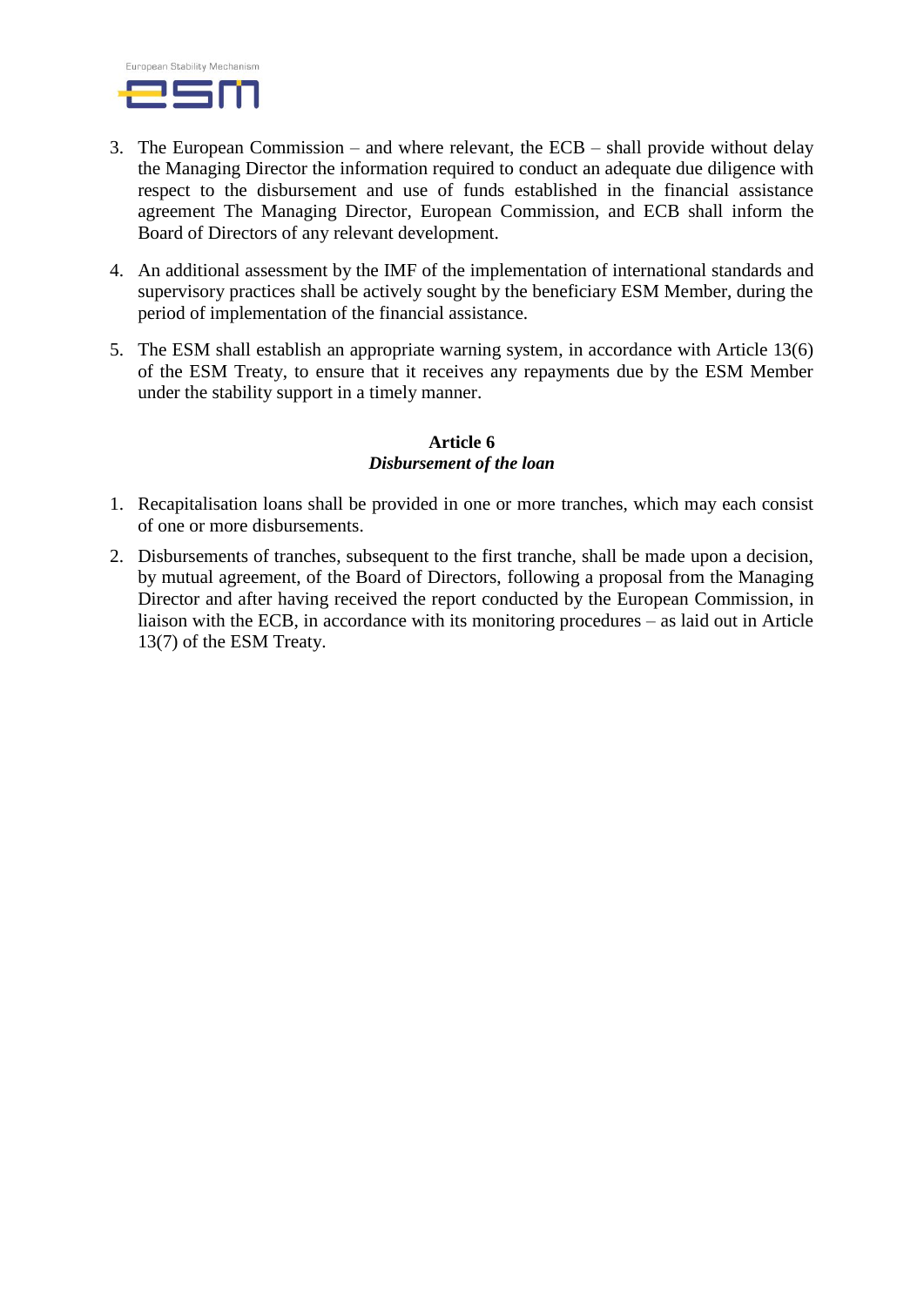3. The European Commission – and where relevant, the ECB – shall provide without delay the Managing Director the information required to conduct an adequate due diligence with respect to the disbursement and use of funds established in the financial assistance agreement The Managing Director, European Commission, and ECB shall inform the Board of Directors of any relevant development.

4. An additional assessment by the IMF of the implementation of international standards and supervisory practices shall be actively sought by the beneficiary ESM Member, during the period of implementation of the financial assistance.

5. The ESM shall establish an appropriate warning system, in accordance with Article 13(6) of the ESM Treaty, to ensure that it receives any repayments due by the ESM Member under the stability support in a timely manner.

### Article 6
***Disbursement of the loan***

1. Recapitalisation loans shall be provided in one or more tranches, which may each consist of one or more disbursements.

2. Disbursements of tranches, subsequent to the first tranche, shall be made upon a decision, by mutual agreement, of the Board of Directors, following a proposal from the Managing Director and after having received the report conducted by the European Commission, in liaison with the ECB, in accordance with its monitoring procedures – as laid out in Article 13(7) of the ESM Treaty.